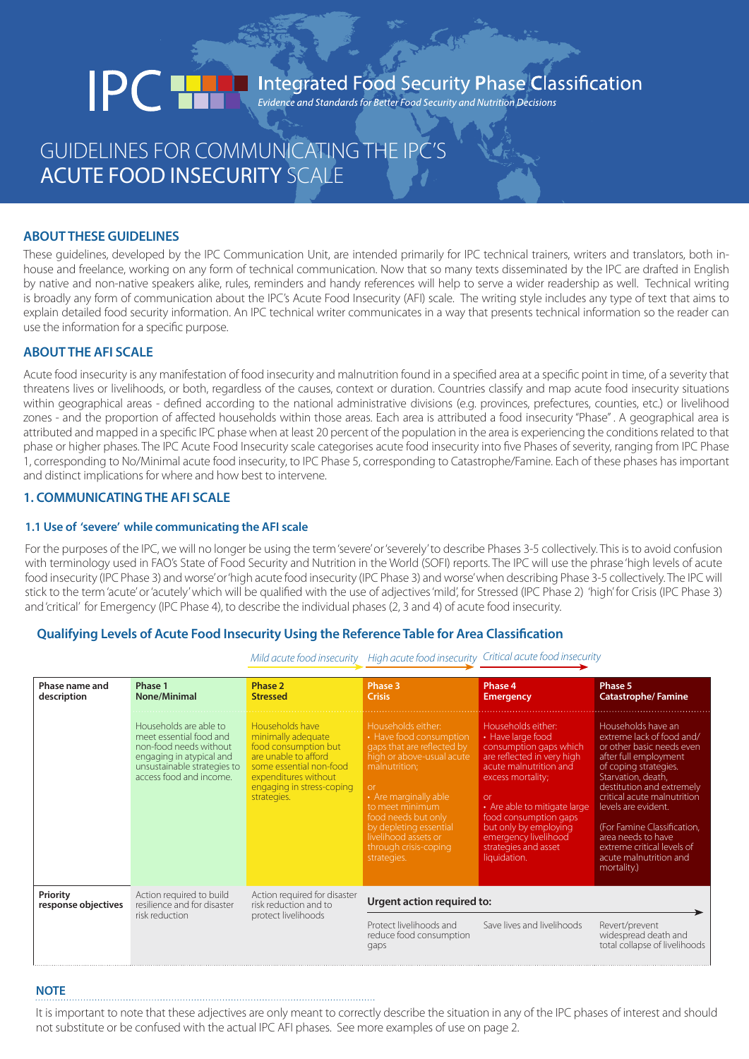IPC Integrated Food Security Phase Classification

*Evidence and Standards for Better Food Security and Nutrition Decisions*

# GUIDELINES FOR COMMUNICATING THE IPC'S ACUTE FOOD INSECURITY SCALE

## ABOUT THESE GUIDELINES

These guidelines, developed by the IPC Communication Unit, are intended primarily for IPC technical trainers, writers and translators, both in-house and freelance, working on any form of technical communication. Now that so many texts disseminated by the IPC are drafted in English by native and non-native speakers alike, rules, reminders and handy references will help to serve a wider readership as well. Technical writing is broadly any form of communication about the IPC's Acute Food Insecurity (AFI) scale. The writing style includes any type of text that aims to explain detailed food security information. An IPC technical writer communicates in a way that presents technical information so the reader can use the information for a specific purpose.

## ABOUT THE AFI SCALE

Acute food insecurity is any manifestation of food insecurity and malnutrition found in a specified area at a specific point in time, of a severity that threatens lives or livelihoods, or both, regardless of the causes, context or duration. Countries classify and map acute food insecurity situations within geographical areas - defined according to the national administrative divisions (e.g. provinces, prefectures, counties, etc.) or livelihood zones - and the proportion of affected households within those areas. Each area is attributed a food insecurity "Phase". A geographical area is attributed and mapped in a specific IPC phase when at least 20 percent of the population in the area is experiencing the conditions related to that phase or higher phases. The IPC Acute Food Insecurity scale categorises acute food insecurity into five Phases of severity, ranging from IPC Phase 1, corresponding to No/Minimal acute food insecurity, to IPC Phase 5, corresponding to Catastrophe/Famine. Each of these phases has important and distinct implications for where and how best to intervene.

## 1. COMMUNICATING THE AFI SCALE

### 1.1 Use of 'severe' while communicating the AFI scale

For the purposes of the IPC, we will no longer be using the term 'severe' or 'severely' to describe Phases 3-5 collectively. This is to avoid confusion with terminology used in FAO's State of Food Security and Nutrition in the World (SOFI) reports. The IPC will use the phrase 'high levels of acute food insecurity (IPC Phase 3) and worse' or 'high acute food insecurity (IPC Phase 3) and worse' when describing Phase 3-5 collectively. The IPC will stick to the term 'acute' or 'acutely' which will be qualified with the use of adjectives 'mild', for Stressed (IPC Phase 2) 'high' for Crisis (IPC Phase 3) and 'critical' for Emergency (IPC Phase 4), to describe the individual phases (2, 3 and 4) of acute food insecurity.

### Qualifying Levels of Acute Food Insecurity Using the Reference Table for Area Classification

| | | *Mild acute food insecurity* | *High acute food insecurity* | *Critical acute food insecurity* | |
|---|---|---|---|---|---|
| **Phase name and description** | **Phase 1 None/Minimal** | **Phase 2 Stressed** | **Phase 3 Crisis** | **Phase 4 Emergency** | **Phase 5 Catastrophe/ Famine** |
| | Households are able to meet essential food and non-food needs without engaging in atypical and unsustainable strategies to access food and income. | Households have minimally adequate food consumption but are unable to afford some essential non-food expenditures without engaging in stress-coping strategies. | Households either: • Have food consumption gaps that are reflected by high or above-usual acute malnutrition; or • Are marginally able to meet minimum food needs but only by depleting essential livelihood assets or through crisis-coping strategies. | Households either: • Have large food consumption gaps which are reflected in very high acute malnutrition and excess mortality; or • Are able to mitigate large food consumption gaps but only by employing emergency livelihood strategies and asset liquidation. | Households have an extreme lack of food and/ or other basic needs even after full employment of coping strategies. Starvation, death, destitution and extremely critical acute malnutrition levels are evident. (For Famine Classification, area needs to have extreme critical levels of acute malnutrition and mortality.) |
| **Priority response objectives** | Action required to build resilience and for disaster risk reduction | Action required for disaster risk reduction and to protect livelihoods | **Urgent action required to:** Protect livelihoods and reduce food consumption gaps | Save lives and livelihoods | Revert/prevent widespread death and total collapse of livelihoods |

## NOTE

It is important to note that these adjectives are only meant to correctly describe the situation in any of the IPC phases of interest and should not substitute or be confused with the actual IPC AFI phases. See more examples of use on page 2.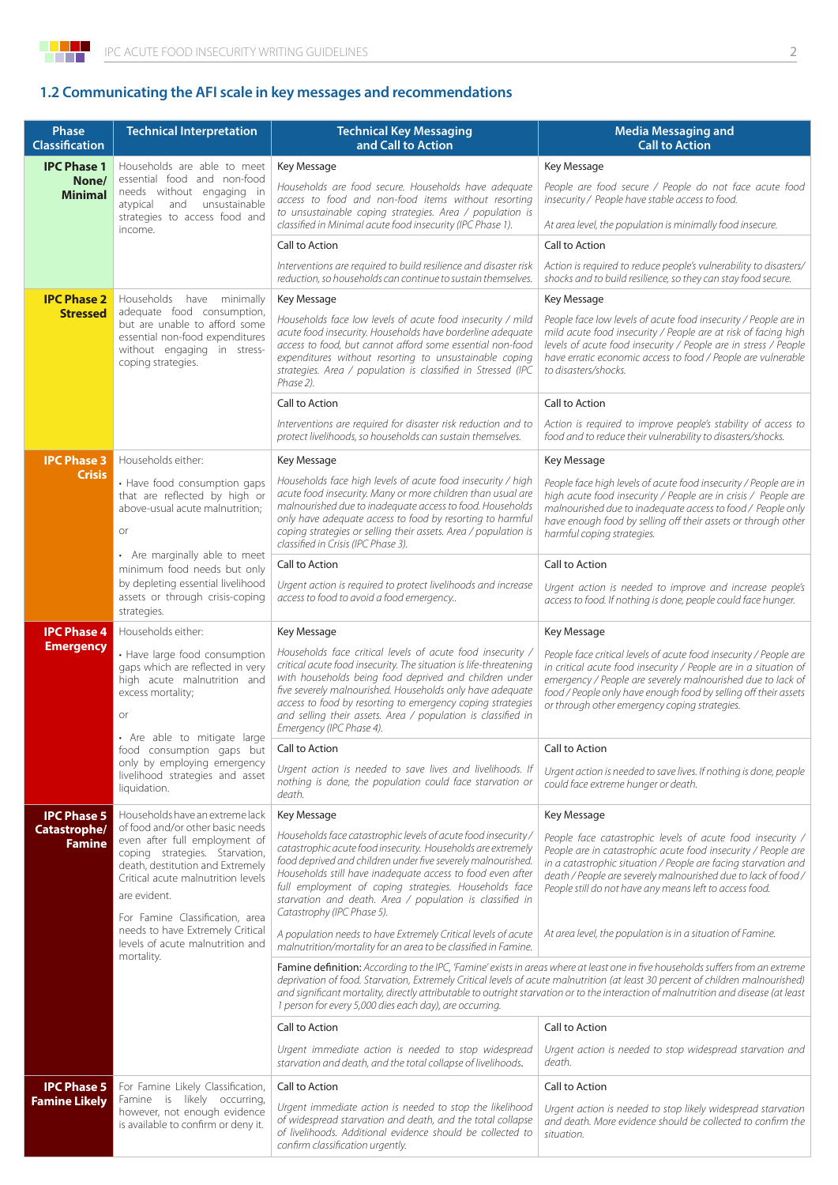## 1.2 Communicating the AFI scale in key messages and recommendations

| Phase Classification | Technical Interpretation | Technical Key Messaging and Call to Action | Media Messaging and Call to Action |
|---|---|---|---|
| **IPC Phase 1 None/ Minimal** | Households are able to meet essential food and non-food needs without engaging in atypical and unsustainable strategies to access food and income. | Key Message<br>*Households are food secure. Households have adequate access to food and non-food items without resorting to unsustainable coping strategies. Area / population is classified in Minimal acute food insecurity (IPC Phase 1).* | Key Message<br>*People are food secure / People do not face acute food insecurity / People have stable access to food.*<br>*At area level, the population is minimally food insecure.* |
| | | Call to Action<br>*Interventions are required to build resilience and disaster risk reduction, so households can continue to sustain themselves.* | Call to Action<br>*Action is required to reduce people's vulnerability to disasters/ shocks and to build resilience, so they can stay food secure.* |
| **IPC Phase 2 Stressed** | Households have minimally adequate food consumption, but are unable to afford some essential non-food expenditures without engaging in stress-coping strategies. | Key Message<br>*Households face low levels of acute food insecurity / mild acute food insecurity. Households have borderline adequate access to food, but cannot afford some essential non-food expenditures without resorting to unsustainable coping strategies. Area / population is classified in Stressed (IPC Phase 2).* | Key Message<br>*People face low levels of acute food insecurity / People are in mild acute food insecurity / People are at risk of facing high levels of acute food insecurity / People are in stress / People have erratic economic access to food / People are vulnerable to disasters/shocks.* |
| | | Call to Action<br>*Interventions are required for disaster risk reduction and to protect livelihoods, so households can sustain themselves.* | Call to Action<br>*Action is required to improve people's stability of access to food and to reduce their vulnerability to disasters/shocks.* |
| **IPC Phase 3 Crisis** | Households either:<br>• Have food consumption gaps that are reflected by high or above-usual acute malnutrition;<br>or<br>• Are marginally able to meet minimum food needs but only by depleting essential livelihood assets or through crisis-coping strategies. | Key Message<br>*Households face high levels of acute food insecurity / high acute food insecurity. Many or more children than usual are malnourished due to inadequate access to food. Households only have adequate access to food by resorting to harmful coping strategies or selling their assets. Area / population is classified in Crisis (IPC Phase 3).* | Key Message<br>*People face high levels of acute food insecurity / People are in high acute food insecurity / People are in crisis / People are malnourished due to inadequate access to food / People only have enough food by selling off their assets or through other harmful coping strategies.* |
| | | Call to Action<br>*Urgent action is required to protect livelihoods and increase access to food to avoid a food emergency..* | Call to Action<br>*Urgent action is needed to improve and increase people's access to food. If nothing is done, people could face hunger.* |
| **IPC Phase 4 Emergency** | Households either:<br>• Have large food consumption gaps which are reflected in very high acute malnutrition and excess mortality;<br>or<br>• Are able to mitigate large food consumption gaps but only by employing emergency livelihood strategies and asset liquidation. | Key Message<br>*Households face critical levels of acute food insecurity / critical acute food insecurity. The situation is life-threatening with households being food deprived and children under five severely malnourished. Households only have adequate access to food by resorting to emergency coping strategies and selling their assets. Area / population is classified in Emergency (IPC Phase 4).* | Key Message<br>*People face critical levels of acute food insecurity / People are in critical acute food insecurity / People are in a situation of emergency / People are severely malnourished due to lack of food / People only have enough food by selling off their assets or through other emergency coping strategies.* |
| | | Call to Action<br>*Urgent action is needed to save lives and livelihoods. If nothing is done, the population could face starvation or death.* | Call to Action<br>*Urgent action is needed to save lives. If nothing is done, people could face extreme hunger or death.* |
| **IPC Phase 5 Catastrophe/ Famine** | Households have an extreme lack of food and/or other basic needs even after full employment of coping strategies. Starvation, death, destitution and Extremely Critical acute malnutrition levels are evident.<br>For Famine Classification, area needs to have Extremely Critical levels of acute malnutrition and mortality. | Key Message<br>*Households face catastrophic levels of acute food insecurity / catastrophic acute food insecurity. Households are extremely food deprived and children under five severely malnourished. Households still have inadequate access to food even after full employment of coping strategies. Households face starvation and death. Area / population is classified in Catastrophy (IPC Phase 5).*<br>*A population needs to have Extremely Critical levels of acute malnutrition/mortality for an area to be classified in Famine.* | Key Message<br>*People face catastrophic levels of acute food insecurity / People are in catastrophic acute food insecurity / People are in a catastrophic situation / People are facing starvation and death / People are severely malnourished due to lack of food / People still do not have any means left to access food.*<br>*At area level, the population is in a situation of Famine.* |
| | | Famine definition: *According to the IPC, 'Famine' exists in areas where at least one in five households suffers from an extreme deprivation of food. Starvation, Extremely Critical levels of acute malnutrition (at least 30 percent of children malnourished) and significant mortality, directly attributable to outright starvation or to the interaction of malnutrition and disease (at least 1 person for every 5,000 dies each day), are occurring.* | |
| | | Call to Action<br>*Urgent immediate action is needed to stop widespread starvation and death, and the total collapse of livelihoods.* | Call to Action<br>*Urgent action is needed to stop widespread starvation and death.* |
| **IPC Phase 5 Famine Likely** | For Famine Likely Classification, Famine is likely occurring, however, not enough evidence is available to confirm or deny it. | Call to Action<br>*Urgent immediate action is needed to stop the likelihood of widespread starvation and death, and the total collapse of livelihoods. Additional evidence should be collected to confirm classification urgently.* | Call to Action<br>*Urgent action is needed to stop likely widespread starvation and death. More evidence should be collected to confirm the situation.* |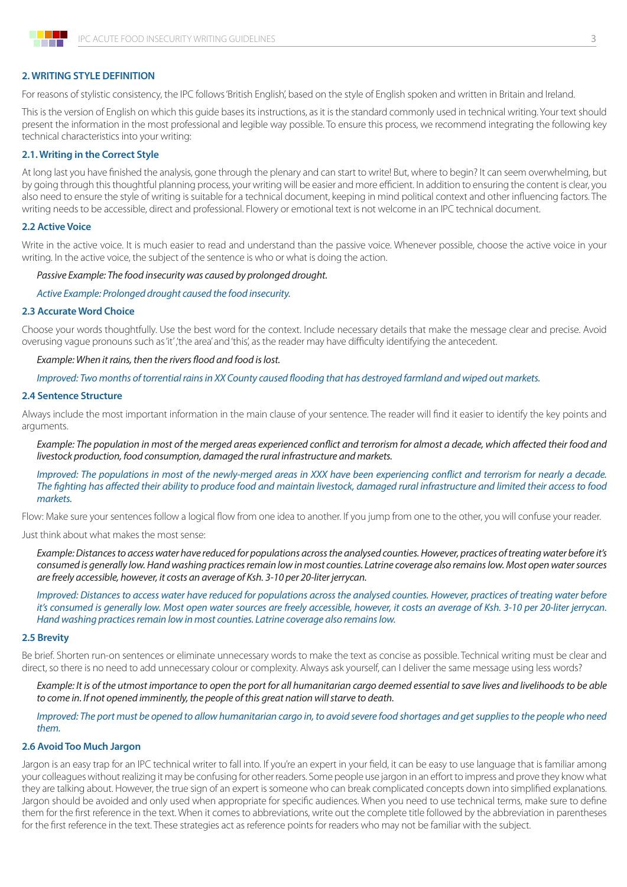## 2. WRITING STYLE DEFINITION

For reasons of stylistic consistency, the IPC follows 'British English', based on the style of English spoken and written in Britain and Ireland.

This is the version of English on which this guide bases its instructions, as it is the standard commonly used in technical writing. Your text should present the information in the most professional and legible way possible. To ensure this process, we recommend integrating the following key technical characteristics into your writing:

### 2.1. Writing in the Correct Style

At long last you have finished the analysis, gone through the plenary and can start to write! But, where to begin? It can seem overwhelming, but by going through this thoughtful planning process, your writing will be easier and more efficient. In addition to ensuring the content is clear, you also need to ensure the style of writing is suitable for a technical document, keeping in mind political context and other influencing factors. The writing needs to be accessible, direct and professional. Flowery or emotional text is not welcome in an IPC technical document.

### 2.2 Active Voice

Write in the active voice. It is much easier to read and understand than the passive voice. Whenever possible, choose the active voice in your writing. In the active voice, the subject of the sentence is who or what is doing the action.

*Passive Example: The food insecurity was caused by prolonged drought.*

*Active Example: Prolonged drought caused the food insecurity.*

### 2.3 Accurate Word Choice

Choose your words thoughtfully. Use the best word for the context. Include necessary details that make the message clear and precise. Avoid overusing vague pronouns such as 'it' ,'the area' and 'this', as the reader may have difficulty identifying the antecedent.

*Example: When it rains, then the rivers flood and food is lost.*

*Improved: Two months of torrential rains in XX County caused flooding that has destroyed farmland and wiped out markets.*

### 2.4 Sentence Structure

Always include the most important information in the main clause of your sentence. The reader will find it easier to identify the key points and arguments.

*Example: The population in most of the merged areas experienced conflict and terrorism for almost a decade, which affected their food and livestock production, food consumption, damaged the rural infrastructure and markets.*

*Improved: The populations in most of the newly-merged areas in XXX have been experiencing conflict and terrorism for nearly a decade. The fighting has affected their ability to produce food and maintain livestock, damaged rural infrastructure and limited their access to food markets.*

Flow: Make sure your sentences follow a logical flow from one idea to another. If you jump from one to the other, you will confuse your reader.

Just think about what makes the most sense:

*Example: Distances to access water have reduced for populations across the analysed counties. However, practices of treating water before it's consumed is generally low. Hand washing practices remain low in most counties. Latrine coverage also remains low. Most open water sources are freely accessible, however, it costs an average of Ksh. 3-10 per 20-liter jerrycan.*

*Improved: Distances to access water have reduced for populations across the analysed counties. However, practices of treating water before it's consumed is generally low. Most open water sources are freely accessible, however, it costs an average of Ksh. 3-10 per 20-liter jerrycan. Hand washing practices remain low in most counties. Latrine coverage also remains low.*

### 2.5 Brevity

Be brief. Shorten run-on sentences or eliminate unnecessary words to make the text as concise as possible. Technical writing must be clear and direct, so there is no need to add unnecessary colour or complexity. Always ask yourself, can I deliver the same message using less words?

*Example: It is of the utmost importance to open the port for all humanitarian cargo deemed essential to save lives and livelihoods to be able to come in. If not opened imminently, the people of this great nation will starve to death.*

*Improved: The port must be opened to allow humanitarian cargo in, to avoid severe food shortages and get supplies to the people who need them.*

### 2.6 Avoid Too Much Jargon

Jargon is an easy trap for an IPC technical writer to fall into. If you're an expert in your field, it can be easy to use language that is familiar among your colleagues without realizing it may be confusing for other readers. Some people use jargon in an effort to impress and prove they know what they are talking about. However, the true sign of an expert is someone who can break complicated concepts down into simplified explanations. Jargon should be avoided and only used when appropriate for specific audiences. When you need to use technical terms, make sure to define them for the first reference in the text. When it comes to abbreviations, write out the complete title followed by the abbreviation in parentheses for the first reference in the text. These strategies act as reference points for readers who may not be familiar with the subject.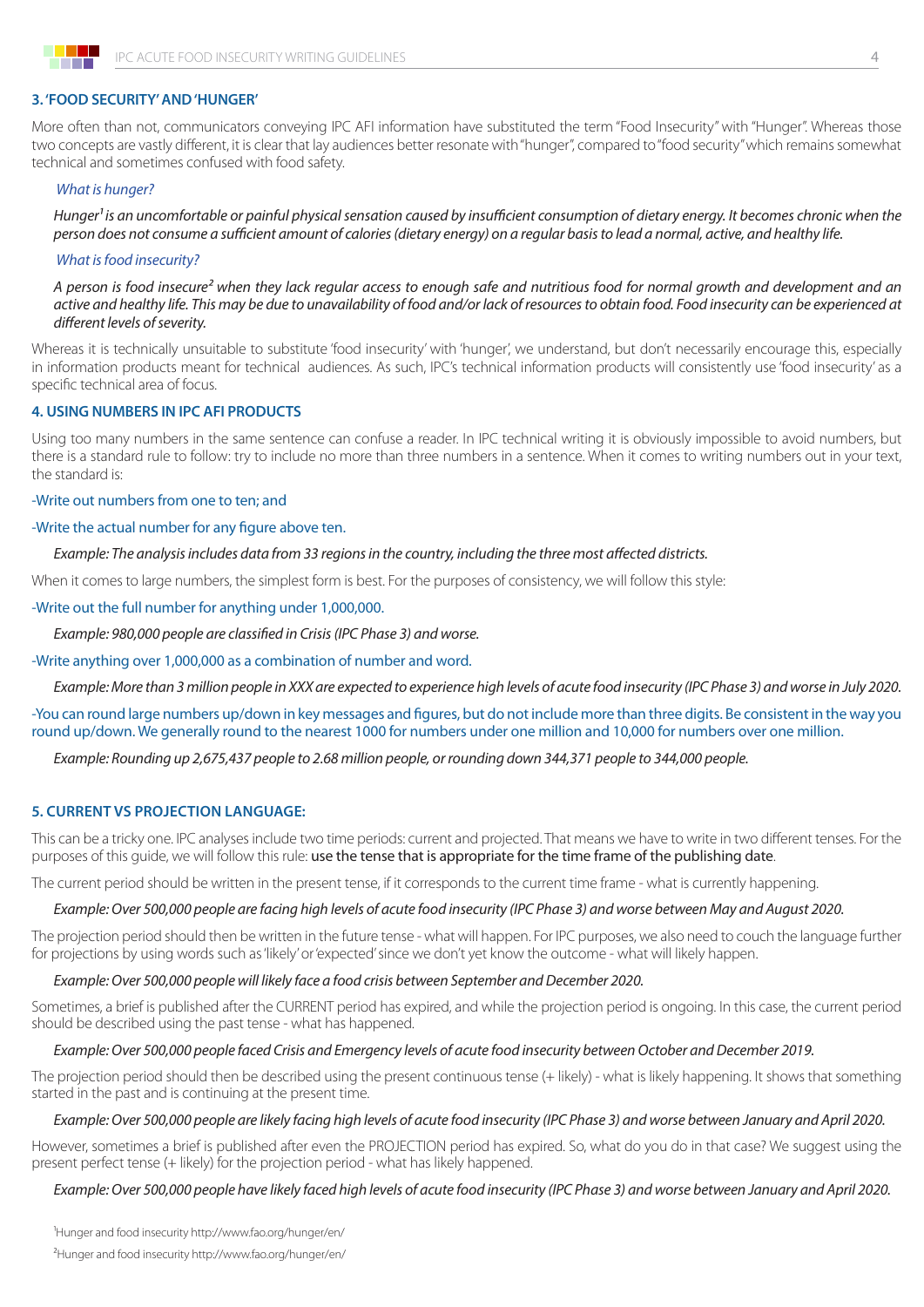## 3. 'FOOD SECURITY' AND 'HUNGER'

More often than not, communicators conveying IPC AFI information have substituted the term "Food Insecurity" with "Hunger". Whereas those two concepts are vastly different, it is clear that lay audiences better resonate with "hunger", compared to "food security" which remains somewhat technical and sometimes confused with food safety.

*What is hunger?*

*Hunger*[1] *is an uncomfortable or painful physical sensation caused by insufficient consumption of dietary energy. It becomes chronic when the person does not consume a sufficient amount of calories (dietary energy) on a regular basis to lead a normal, active, and healthy life.*

*What is food insecurity?*

*A person is food insecure*[2] *when they lack regular access to enough safe and nutritious food for normal growth and development and an active and healthy life. This may be due to unavailability of food and/or lack of resources to obtain food. Food insecurity can be experienced at different levels of severity.*

Whereas it is technically unsuitable to substitute 'food insecurity' with 'hunger', we understand, but don't necessarily encourage this, especially in information products meant for technical audiences. As such, IPC's technical information products will consistently use 'food insecurity' as a specific technical area of focus.

## 4. USING NUMBERS IN IPC AFI PRODUCTS

Using too many numbers in the same sentence can confuse a reader. In IPC technical writing it is obviously impossible to avoid numbers, but there is a standard rule to follow: try to include no more than three numbers in a sentence. When it comes to writing numbers out in your text, the standard is:

-Write out numbers from one to ten; and

-Write the actual number for any figure above ten.

*Example: The analysis includes data from 33 regions in the country, including the three most affected districts.*

When it comes to large numbers, the simplest form is best. For the purposes of consistency, we will follow this style:

-Write out the full number for anything under 1,000,000.

*Example: 980,000 people are classified in Crisis (IPC Phase 3) and worse.*

-Write anything over 1,000,000 as a combination of number and word.

*Example: More than 3 million people in XXX are expected to experience high levels of acute food insecurity (IPC Phase 3) and worse in July 2020.*

-You can round large numbers up/down in key messages and figures, but do not include more than three digits. Be consistent in the way you round up/down. We generally round to the nearest 1000 for numbers under one million and 10,000 for numbers over one million.

*Example: Rounding up 2,675,437 people to 2.68 million people, or rounding down 344,371 people to 344,000 people.*

## 5. CURRENT VS PROJECTION LANGUAGE:

This can be a tricky one. IPC analyses include two time periods: current and projected. That means we have to write in two different tenses. For the purposes of this guide, we will follow this rule: use the tense that is appropriate for the time frame of the publishing date.

The current period should be written in the present tense, if it corresponds to the current time frame - what is currently happening.

*Example: Over 500,000 people are facing high levels of acute food insecurity (IPC Phase 3) and worse between May and August 2020.*

The projection period should then be written in the future tense - what will happen. For IPC purposes, we also need to couch the language further for projections by using words such as 'likely' or 'expected' since we don't yet know the outcome - what will likely happen.

*Example: Over 500,000 people will likely face a food crisis between September and December 2020.*

Sometimes, a brief is published after the CURRENT period has expired, and while the projection period is ongoing. In this case, the current period should be described using the past tense - what has happened.

*Example: Over 500,000 people faced Crisis and Emergency levels of acute food insecurity between October and December 2019.*

The projection period should then be described using the present continuous tense (+ likely) - what is likely happening. It shows that something started in the past and is continuing at the present time.

*Example: Over 500,000 people are likely facing high levels of acute food insecurity (IPC Phase 3) and worse between January and April 2020.*

However, sometimes a brief is published after even the PROJECTION period has expired. So, what do you do in that case? We suggest using the present perfect tense (+ likely) for the projection period - what has likely happened.

*Example: Over 500,000 people have likely faced high levels of acute food insecurity (IPC Phase 3) and worse between January and April 2020.*

[1] Hunger and food insecurity http://www.fao.org/hunger/en/

[2] Hunger and food insecurity http://www.fao.org/hunger/en/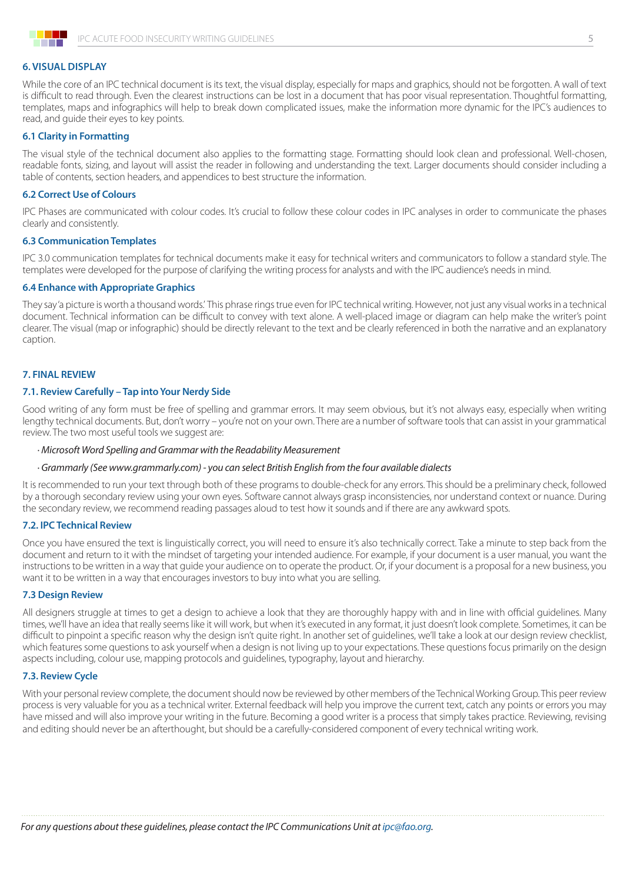## 6. VISUAL DISPLAY

While the core of an IPC technical document is its text, the visual display, especially for maps and graphics, should not be forgotten. A wall of text is difficult to read through. Even the clearest instructions can be lost in a document that has poor visual representation. Thoughtful formatting, templates, maps and infographics will help to break down complicated issues, make the information more dynamic for the IPC's audiences to read, and guide their eyes to key points.

### 6.1 Clarity in Formatting

The visual style of the technical document also applies to the formatting stage. Formatting should look clean and professional. Well-chosen, readable fonts, sizing, and layout will assist the reader in following and understanding the text. Larger documents should consider including a table of contents, section headers, and appendices to best structure the information.

### 6.2 Correct Use of Colours

IPC Phases are communicated with colour codes. It's crucial to follow these colour codes in IPC analyses in order to communicate the phases clearly and consistently.

### 6.3 Communication Templates

IPC 3.0 communication templates for technical documents make it easy for technical writers and communicators to follow a standard style. The templates were developed for the purpose of clarifying the writing process for analysts and with the IPC audience's needs in mind.

### 6.4 Enhance with Appropriate Graphics

They say 'a picture is worth a thousand words.' This phrase rings true even for IPC technical writing. However, not just any visual works in a technical document. Technical information can be difficult to convey with text alone. A well-placed image or diagram can help make the writer's point clearer. The visual (map or infographic) should be directly relevant to the text and be clearly referenced in both the narrative and an explanatory caption.

## 7. FINAL REVIEW

### 7.1. Review Carefully – Tap into Your Nerdy Side

Good writing of any form must be free of spelling and grammar errors. It may seem obvious, but it's not always easy, especially when writing lengthy technical documents. But, don't worry – you're not on your own. There are a number of software tools that can assist in your grammatical review. The two most useful tools we suggest are:

- *Microsoft Word Spelling and Grammar with the Readability Measurement*
- *Grammarly (See www.grammarly.com) - you can select British English from the four available dialects*

It is recommended to run your text through both of these programs to double-check for any errors. This should be a preliminary check, followed by a thorough secondary review using your own eyes. Software cannot always grasp inconsistencies, nor understand context or nuance. During the secondary review, we recommend reading passages aloud to test how it sounds and if there are any awkward spots.

### 7.2. IPC Technical Review

Once you have ensured the text is linguistically correct, you will need to ensure it's also technically correct. Take a minute to step back from the document and return to it with the mindset of targeting your intended audience. For example, if your document is a user manual, you want the instructions to be written in a way that guide your audience on to operate the product. Or, if your document is a proposal for a new business, you want it to be written in a way that encourages investors to buy into what you are selling.

### 7.3 Design Review

All designers struggle at times to get a design to achieve a look that they are thoroughly happy with and in line with official guidelines. Many times, we'll have an idea that really seems like it will work, but when it's executed in any format, it just doesn't look complete. Sometimes, it can be difficult to pinpoint a specific reason why the design isn't quite right. In another set of guidelines, we'll take a look at our design review checklist, which features some questions to ask yourself when a design is not living up to your expectations. These questions focus primarily on the design aspects including, colour use, mapping protocols and guidelines, typography, layout and hierarchy.

### 7.3. Review Cycle

With your personal review complete, the document should now be reviewed by other members of the Technical Working Group. This peer review process is very valuable for you as a technical writer. External feedback will help you improve the current text, catch any points or errors you may have missed and will also improve your writing in the future. Becoming a good writer is a process that simply takes practice. Reviewing, revising and editing should never be an afterthought, but should be a carefully-considered component of every technical writing work.

*For any questions about these guidelines, please contact the IPC Communications Unit at ipc@fao.org.*